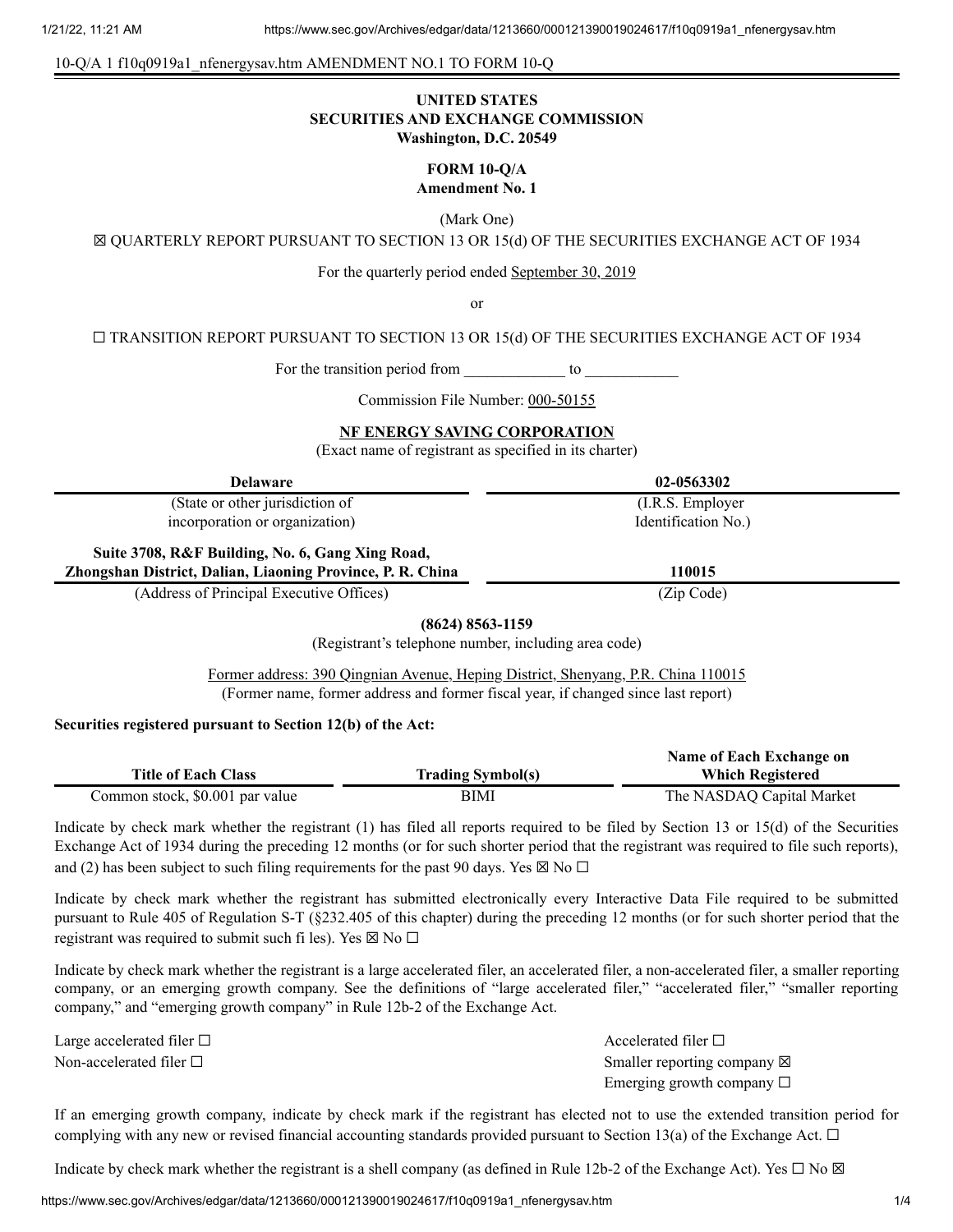10-Q/A 1 f10q0919a1_nfenergysav.htm AMENDMENT NO.1 TO FORM 10-Q

**UNITED STATES**
**SECURITIES AND EXCHANGE COMMISSION**
**Washington, D.C. 20549**

**FORM 10-Q/A**
**Amendment No. 1**

(Mark One)

☒ QUARTERLY REPORT PURSUANT TO SECTION 13 OR 15(d) OF THE SECURITIES EXCHANGE ACT OF 1934

For the quarterly period ended September 30, 2019

or

☐ TRANSITION REPORT PURSUANT TO SECTION 13 OR 15(d) OF THE SECURITIES EXCHANGE ACT OF 1934

For the transition period from _____________ to ____________

Commission File Number: 000-50155

**NF ENERGY SAVING CORPORATION**
(Exact name of registrant as specified in its charter)

| **Delaware** | **02-0563302** |
|---|---|
| (State or other jurisdiction of incorporation or organization) | (I.R.S. Employer Identification No.) |
| **Suite 3708, R&F Building, No. 6, Gang Xing Road, Zhongshan District, Dalian, Liaoning Province, P. R. China** | **110015** |
| (Address of Principal Executive Offices) | (Zip Code) |

**(8624) 8563-1159**
(Registrant's telephone number, including area code)

Former address: 390 Qingnian Avenue, Heping District, Shenyang, P.R. China 110015
(Former name, former address and former fiscal year, if changed since last report)

**Securities registered pursuant to Section 12(b) of the Act:**

| Title of Each Class | Trading Symbol(s) | Name of Each Exchange on Which Registered |
|---|---|---|
| Common stock, $0.001 par value | BIMI | The NASDAQ Capital Market |

Indicate by check mark whether the registrant (1) has filed all reports required to be filed by Section 13 or 15(d) of the Securities Exchange Act of 1934 during the preceding 12 months (or for such shorter period that the registrant was required to file such reports), and (2) has been subject to such filing requirements for the past 90 days. Yes ☒ No ☐

Indicate by check mark whether the registrant has submitted electronically every Interactive Data File required to be submitted pursuant to Rule 405 of Regulation S-T (§232.405 of this chapter) during the preceding 12 months (or for such shorter period that the registrant was required to submit such fi les). Yes ☒ No ☐

Indicate by check mark whether the registrant is a large accelerated filer, an accelerated filer, a non-accelerated filer, a smaller reporting company, or an emerging growth company. See the definitions of "large accelerated filer," "accelerated filer," "smaller reporting company," and "emerging growth company" in Rule 12b-2 of the Exchange Act.

| | |
|---|---|
| Large accelerated filer ☐ | Accelerated filer ☐ |
| Non-accelerated filer ☐ | Smaller reporting company ☒ |
| | Emerging growth company ☐ |

If an emerging growth company, indicate by check mark if the registrant has elected not to use the extended transition period for complying with any new or revised financial accounting standards provided pursuant to Section 13(a) of the Exchange Act. ☐

Indicate by check mark whether the registrant is a shell company (as defined in Rule 12b-2 of the Exchange Act). Yes ☐ No ☒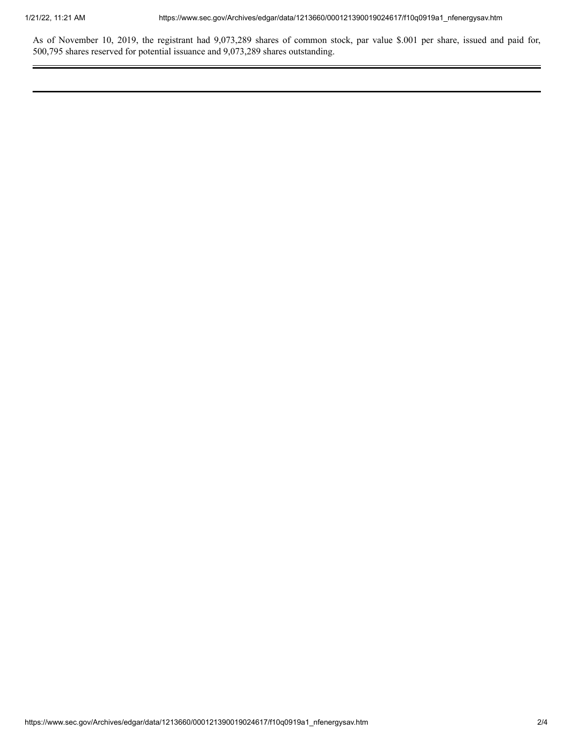As of November 10, 2019, the registrant had 9,073,289 shares of common stock, par value $.001 per share, issued and paid for, 500,795 shares reserved for potential issuance and 9,073,289 shares outstanding.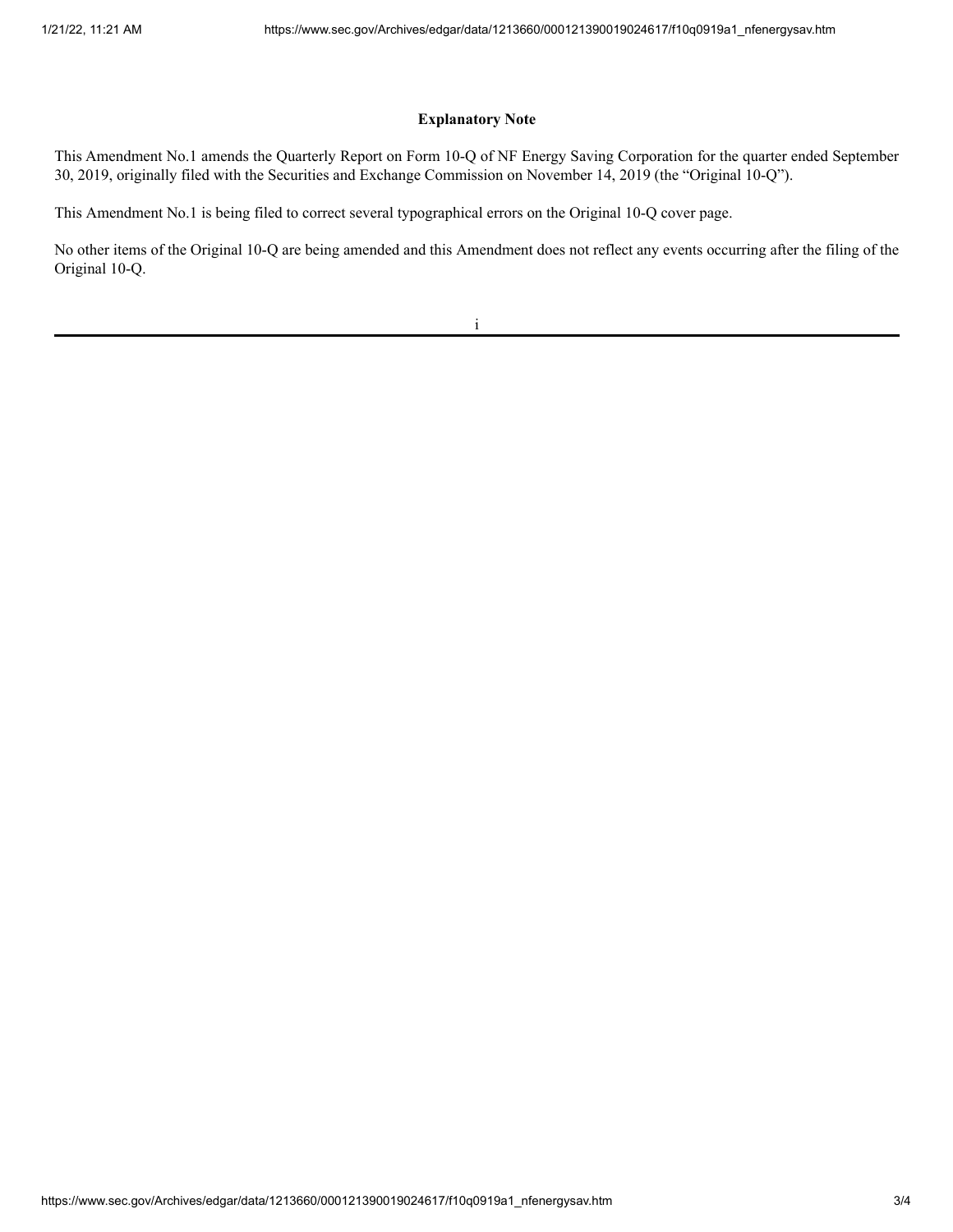**Explanatory Note**

This Amendment No.1 amends the Quarterly Report on Form 10-Q of NF Energy Saving Corporation for the quarter ended September 30, 2019, originally filed with the Securities and Exchange Commission on November 14, 2019 (the "Original 10-Q").

This Amendment No.1 is being filed to correct several typographical errors on the Original 10-Q cover page.

No other items of the Original 10-Q are being amended and this Amendment does not reflect any events occurring after the filing of the Original 10-Q.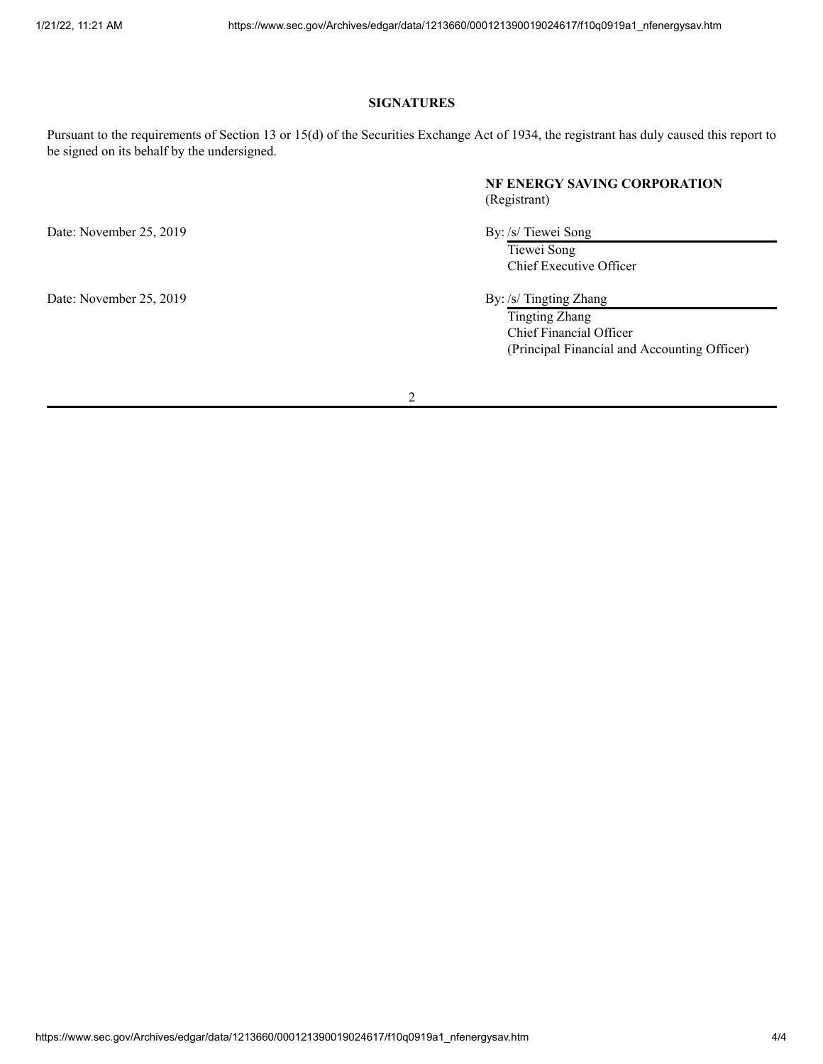**SIGNATURES**

Pursuant to the requirements of Section 13 or 15(d) of the Securities Exchange Act of 1934, the registrant has duly caused this report to be signed on its behalf by the undersigned.

**NF ENERGY SAVING CORPORATION**
(Registrant)

| | |
|---|---|
| Date: November 25, 2019 | By: /s/ Tiewei Song |
| | Tiewei Song |
| | Chief Executive Officer |
| Date: November 25, 2019 | By: /s/ Tingting Zhang |
| | Tingting Zhang |
| | Chief Financial Officer |
| | (Principal Financial and Accounting Officer) |